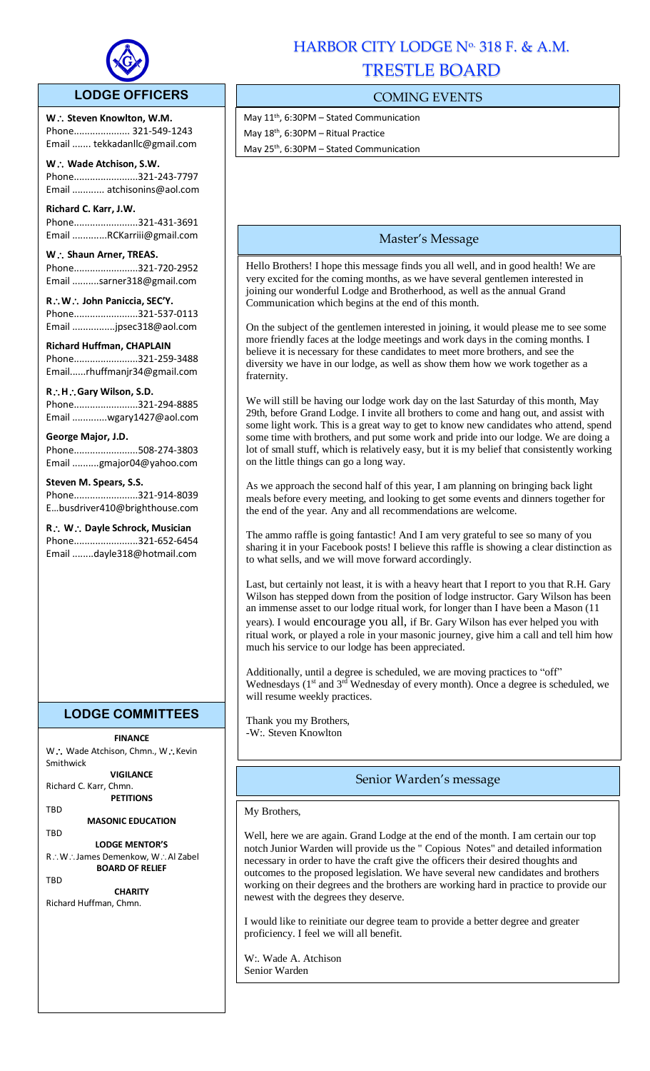# HARBOR CITY LODGE No. 318 F. & A.M.

# TRESTLE BOARD

## LODGE OFFICERS

**W∴ Steven Knowlton, W.M.**
Phone..................... 321-549-1243
Email ....... tekkadanllc@gmail.com

**W∴ Wade Atchison, S.W.**
Phone........................321-243-7797
Email ............ atchisonins@aol.com

**Richard C. Karr, J.W.**
Phone........................321-431-3691
Email .............RCKarriii@gmail.com

**W∴ Shaun Arner, TREAS.**
Phone........................321-720-2952
Email ..........sarner318@gmail.com

**R∴W∴ John Paniccia, SEC'Y.**
Phone........................321-537-0113
Email ................jpsec318@aol.com

**Richard Huffman, CHAPLAIN**
Phone........................321-259-3488
Email......rhuffmanjr34@gmail.com

**R∴H∴Gary Wilson, S.D.**
Phone........................321-294-8885
Email .............wgary1427@aol.com

**George Major, J.D.**
Phone........................508-274-3803
Email ..........gmajor04@yahoo.com

**Steven M. Spears, S.S.**
Phone........................321-914-8039
E…busdriver410@brighthouse.com

**R∴ W∴ Dayle Schrock, Musician**
Phone........................321-652-6454
Email ........dayle318@hotmail.com

## LODGE COMMITTEES

**FINANCE**
W∴ Wade Atchison, Chmn., W∴Kevin Smithwick

**VIGILANCE**
Richard C. Karr, Chmn.

**PETITIONS**
TBD

**MASONIC EDUCATION**
TBD

**LODGE MENTOR'S**
R∴W∴James Demenkow, W∴Al Zabel

**BOARD OF RELIEF**
TBD

**CHARITY**
Richard Huffman, Chmn.

## COMING EVENTS

May 11th, 6:30PM – Stated Communication
May 18th, 6:30PM – Ritual Practice
May 25th, 6:30PM – Stated Communication

## Master's Message

Hello Brothers! I hope this message finds you all well, and in good health! We are very excited for the coming months, as we have several gentlemen interested in joining our wonderful Lodge and Brotherhood, as well as the annual Grand Communication which begins at the end of this month.

On the subject of the gentlemen interested in joining, it would please me to see some more friendly faces at the lodge meetings and work days in the coming months. I believe it is necessary for these candidates to meet more brothers, and see the diversity we have in our lodge, as well as show them how we work together as a fraternity.

We will still be having our lodge work day on the last Saturday of this month, May 29th, before Grand Lodge. I invite all brothers to come and hang out, and assist with some light work. This is a great way to get to know new candidates who attend, spend some time with brothers, and put some work and pride into our lodge. We are doing a lot of small stuff, which is relatively easy, but it is my belief that consistently working on the little things can go a long way.

As we approach the second half of this year, I am planning on bringing back light meals before every meeting, and looking to get some events and dinners together for the end of the year. Any and all recommendations are welcome.

The ammo raffle is going fantastic! And I am very grateful to see so many of you sharing it in your Facebook posts! I believe this raffle is showing a clear distinction as to what sells, and we will move forward accordingly.

Last, but certainly not least, it is with a heavy heart that I report to you that R.H. Gary Wilson has stepped down from the position of lodge instructor. Gary Wilson has been an immense asset to our lodge ritual work, for longer than I have been a Mason (11 years). I would encourage you all, if Br. Gary Wilson has ever helped you with ritual work, or played a role in your masonic journey, give him a call and tell him how much his service to our lodge has been appreciated.

Additionally, until a degree is scheduled, we are moving practices to "off" Wednesdays (1st and 3rd Wednesday of every month). Once a degree is scheduled, we will resume weekly practices.

Thank you my Brothers,
-W:. Steven Knowlton

## Senior Warden's message

My Brothers,

Well, here we are again. Grand Lodge at the end of the month. I am certain our top notch Junior Warden will provide us the " Copious Notes" and detailed information necessary in order to have the craft give the officers their desired thoughts and outcomes to the proposed legislation. We have several new candidates and brothers working on their degrees and the brothers are working hard in practice to provide our newest with the degrees they deserve.

I would like to reinitiate our degree team to provide a better degree and greater proficiency. I feel we will all benefit.

W:. Wade A. Atchison
Senior Warden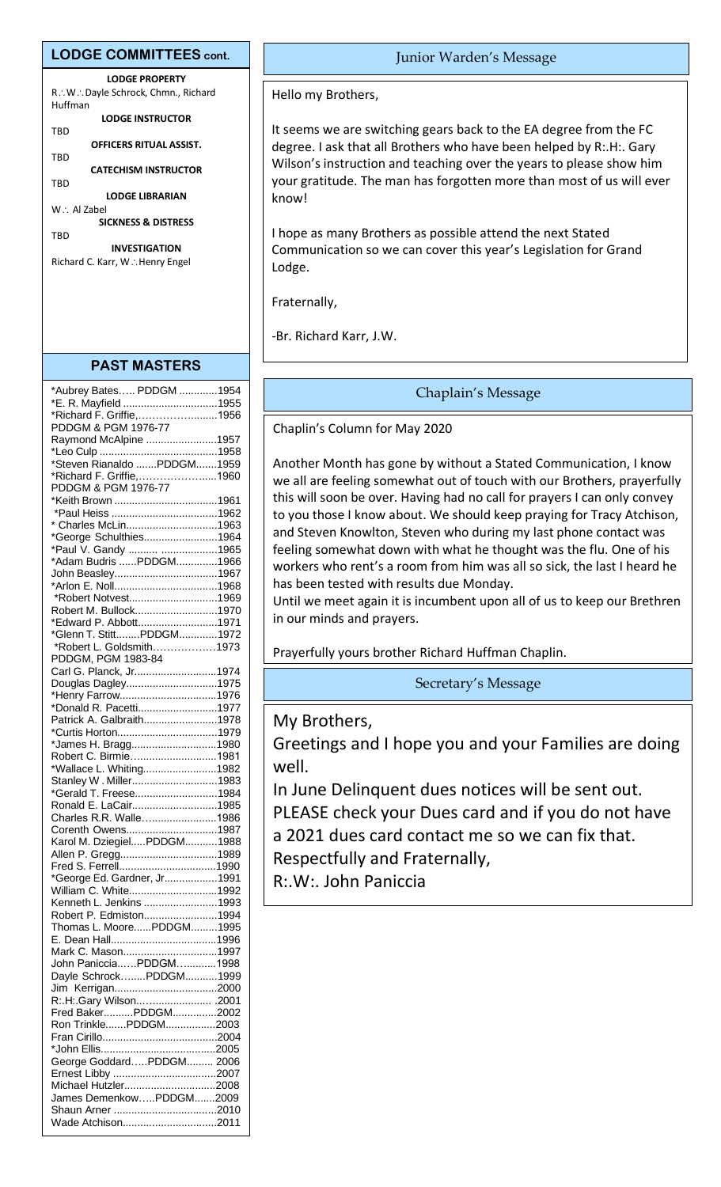## LODGE COMMITTEES cont.

**LODGE PROPERTY**
R∴W∴ Dayle Schrock, Chmn., Richard Huffman

**LODGE INSTRUCTOR**
TBD

**OFFICERS RITUAL ASSIST.**
TBD

**CATECHISM INSTRUCTOR**
TBD

**LODGE LIBRARIAN**
W∴ Al Zabel

**SICKNESS & DISTRESS**
TBD

**INVESTIGATION**
Richard C. Karr, W∴Henry Engel

## PAST MASTERS

*Aubrey Bates….. PDDGM .............1954
*E. R. Mayfield ................................1955
*Richard F. Griffie,……………..........1956
PDDGM & PGM 1976-77
Raymond McAlpine ........................1957
*Leo Culp ........................................1958
*Steven Rianaldo .......PDDGM.......1959
*Richard F. Griffie,……………….....1960
PDDGM & PGM 1976-77
*Keith Brown ...................................1961
*Paul Heiss ....................................1962
* Charles McLin...............................1963
*George Schulthies.........................1964
*Paul V. Gandy .......... ...................1965
*Adam Budris ......PDDGM..............1966
John Beasley...................................1967
*Arlon E. Noll...................................1968
*Robert Notvest..............................1969
Robert M. Bullock............................1970
*Edward P. Abbott...........................1971
*Glenn T. Stitt........PDDGM.............1972
*Robert L. Goldsmith………….…...1973
PDDGM, PGM 1983-84
Carl G. Planck, Jr............................1974
Douglas Dagley...............................1975
*Henry Farrow.................................1976
*Donald R. Pacetti...........................1977
Patrick A. Galbraith.........................1978
*Curtis Horton..................................1979
*James H. Bragg.............................1980
Robert C. Birmie.............................1981
*Wallace L. Whiting.........................1982
Stanley W . Miller.............................1983
*Gerald T. Freese............................1984
Ronald E. LaCair.............................1985
Charles R.R. Walle.........................1986
Corenth Owens...............................1987
Karol M. Dziegiel.....PDDGM...........1988
Allen P. Gregg.................................1989
Fred S. Ferrell.................................1990
*George Ed. Gardner, Jr..................1991
William C. White..............................1992
Kenneth L. Jenkins .........................1993
Robert P. Edmiston.........................1994
Thomas L. Moore......PDDGM.........1995
E. Dean Hall....................................1996
Mark C. Mason................................1997
John Paniccia..…PDDGM…..........1998
Dayle Schrock........PDDGM...........1999
Jim Kerrigan...................................2000
R:.H:.Gary Wilson..…................... .2001
Fred Baker..........PDDGM...............2002
Ron Trinkle.......PDDGM.................2003
Fran Cirillo.......................................2004
*John Ellis.......................................2005
George Goddard…..PDDGM......... 2006
Ernest Libby ...................................2007
Michael Hutzler...............................2008
James Demenkow…..PDDGM.......2009
Shaun Arner ...................................2010
Wade Atchison................................2011

## Junior Warden's Message

Hello my Brothers,

It seems we are switching gears back to the EA degree from the FC degree. I ask that all Brothers who have been helped by R:.H:. Gary Wilson's instruction and teaching over the years to please show him your gratitude. The man has forgotten more than most of us will ever know!

I hope as many Brothers as possible attend the next Stated Communication so we can cover this year's Legislation for Grand Lodge.

Fraternally,

-Br. Richard Karr, J.W.

## Chaplain's Message

Chaplin's Column for May 2020

Another Month has gone by without a Stated Communication, I know we all are feeling somewhat out of touch with our Brothers, prayerfully this will soon be over. Having had no call for prayers I can only convey to you those I know about. We should keep praying for Tracy Atchison, and Steven Knowlton, Steven who during my last phone contact was feeling somewhat down with what he thought was the flu. One of his workers who rent's a room from him was all so sick, the last I heard he has been tested with results due Monday.
Until we meet again it is incumbent upon all of us to keep our Brethren in our minds and prayers.

Prayerfully yours brother Richard Huffman Chaplin.

## Secretary's Message

My Brothers,

Greetings and I hope you and your Families are doing well.

In June Delinquent dues notices will be sent out.
PLEASE check your Dues card and if you do not have a 2021 dues card contact me so we can fix that.
Respectfully and Fraternally,
R:.W:. John Paniccia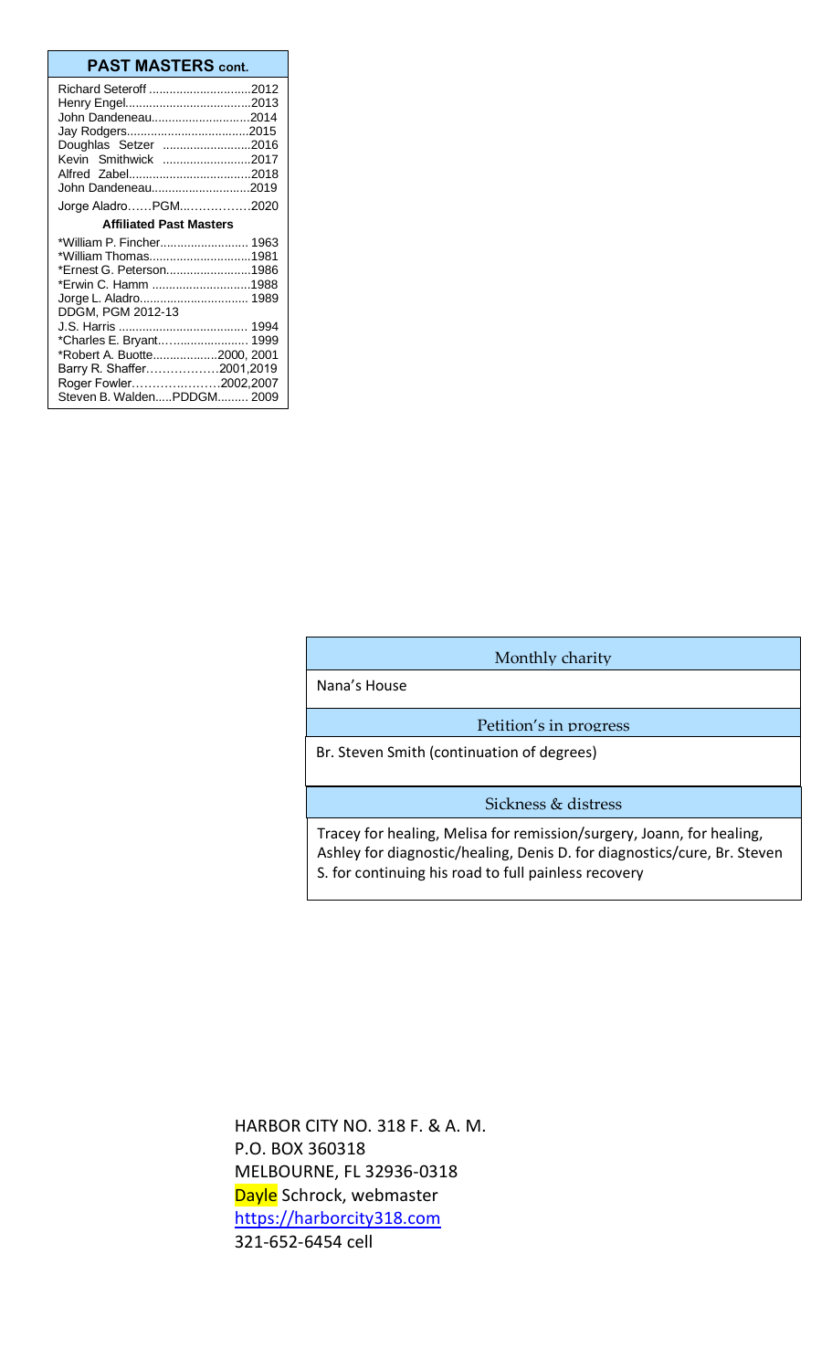## PAST MASTERS cont.

Richard Seteroff ..............................2012
Henry Engel.....................................2013
John Dandeneau.............................2014
Jay Rodgers....................................2015
Doughlas Setzer ..........................2016
Kevin Smithwick ..........................2017
Alfred Zabel....................................2018
John Dandeneau.............................2019
Jorge Aladro……PGM..…………….2020

### Affiliated Past Masters

*William P. Fincher.......................... 1963
*William Thomas..............................1981
*Ernest G. Peterson.........................1986
*Erwin C. Hamm .............................1988
Jorge L. Aladro................................ 1989
DDGM, PGM 2012-13
J.S. Harris ...................................... 1994
*Charles E. Bryant…..................... 1999
*Robert A. Buotte...................2000, 2001
Barry R. Shaffer………………2001,2019
Roger Fowler…………………2002,2007
Steven B. Walden.....PDDGM......... 2009

### Monthly charity

Nana's House

### Petition's in progress

Br. Steven Smith (continuation of degrees)

### Sickness & distress

Tracey for healing, Melisa for remission/surgery, Joann, for healing, Ashley for diagnostic/healing, Denis D. for diagnostics/cure, Br. Steven S. for continuing his road to full painless recovery

HARBOR CITY NO. 318 F. & A. M.
P.O. BOX 360318
MELBOURNE, FL 32936-0318
Dayle Schrock, webmaster
https://harborcity318.com
321-652-6454 cell